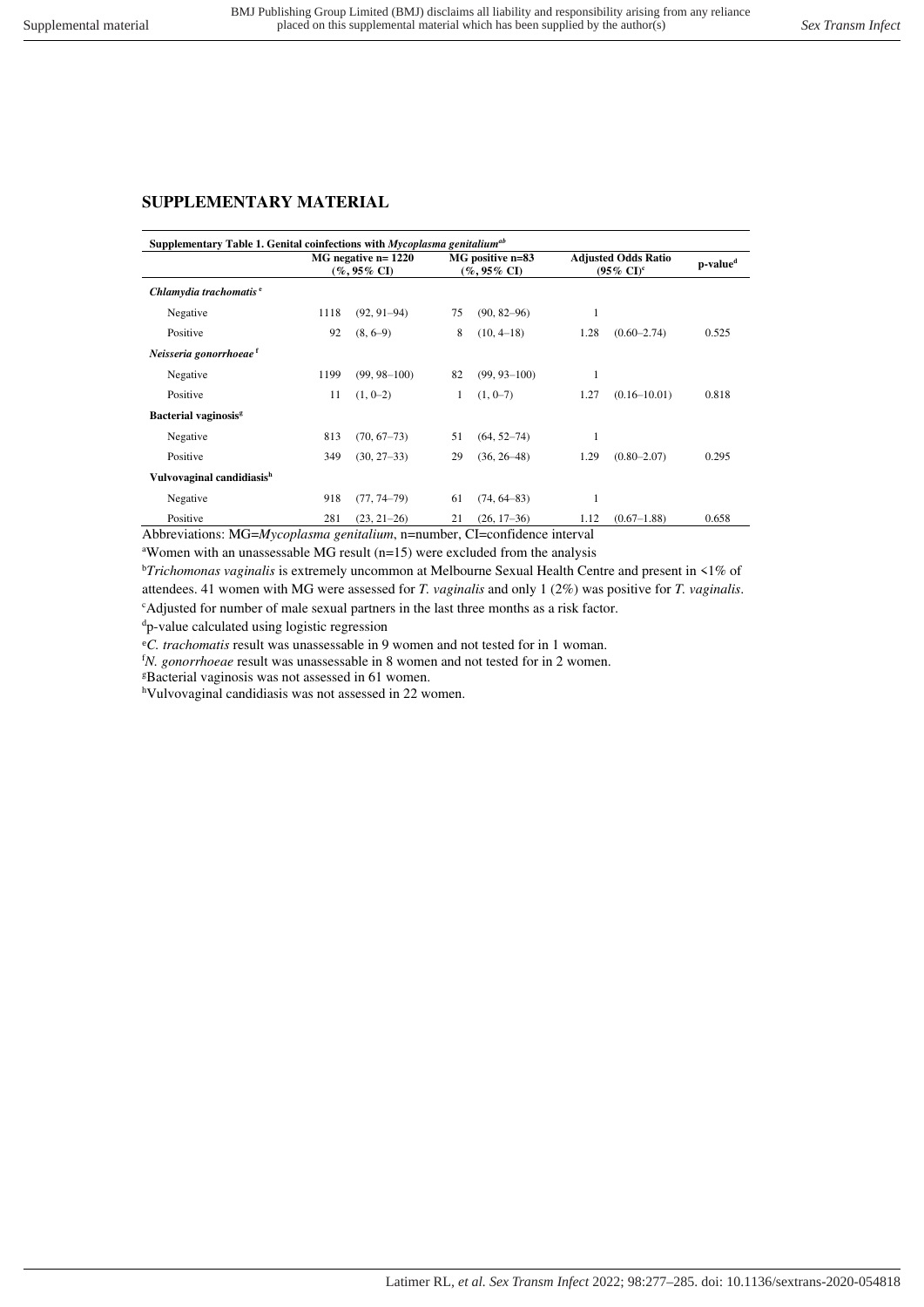## SUPPLEMENTARY MATERIAL

**Supplementary Table 1. Genital coinfections with *Mycoplasma genitalium*[ab]**

| | MG negative n= 1220 (%, 95% CI) | | MG positive n=83 (%, 95% CI) | | Adjusted Odds Ratio (95% CI)[c] | | p-value[d] |
|---|---|---|---|---|---|---|---|
| ***Chlamydia trachomatis*[e]** | | | | | | | |
| Negative | 1118 | (92, 91–94) | 75 | (90, 82–96) | 1 | | |
| Positive | 92 | (8, 6–9) | 8 | (10, 4–18) | 1.28 | (0.60–2.74) | 0.525 |
| ***Neisseria gonorrhoeae*[f]** | | | | | | | |
| Negative | 1199 | (99, 98–100) | 82 | (99, 93–100) | 1 | | |
| Positive | 11 | (1, 0–2) | 1 | (1, 0–7) | 1.27 | (0.16–10.01) | 0.818 |
| **Bacterial vaginosis[g]** | | | | | | | |
| Negative | 813 | (70, 67–73) | 51 | (64, 52–74) | 1 | | |
| Positive | 349 | (30, 27–33) | 29 | (36, 26–48) | 1.29 | (0.80–2.07) | 0.295 |
| **Vulvovaginal candidiasis[h]** | | | | | | | |
| Negative | 918 | (77, 74–79) | 61 | (74, 64–83) | 1 | | |
| Positive | 281 | (23, 21–26) | 21 | (26, 17–36) | 1.12 | (0.67–1.88) | 0.658 |

Abbreviations: MG=*Mycoplasma genitalium*, n=number, CI=confidence interval

[a]Women with an unassessable MG result (n=15) were excluded from the analysis

[b]*Trichomonas vaginalis* is extremely uncommon at Melbourne Sexual Health Centre and present in <1% of attendees. 41 women with MG were assessed for *T. vaginalis* and only 1 (2%) was positive for *T. vaginalis*.

[c]Adjusted for number of male sexual partners in the last three months as a risk factor.

[d]p-value calculated using logistic regression

[e]*C. trachomatis* result was unassessable in 9 women and not tested for in 1 woman.

[f]*N. gonorrhoeae* result was unassessable in 8 women and not tested for in 2 women.

[g]Bacterial vaginosis was not assessed in 61 women.

[h]Vulvovaginal candidiasis was not assessed in 22 women.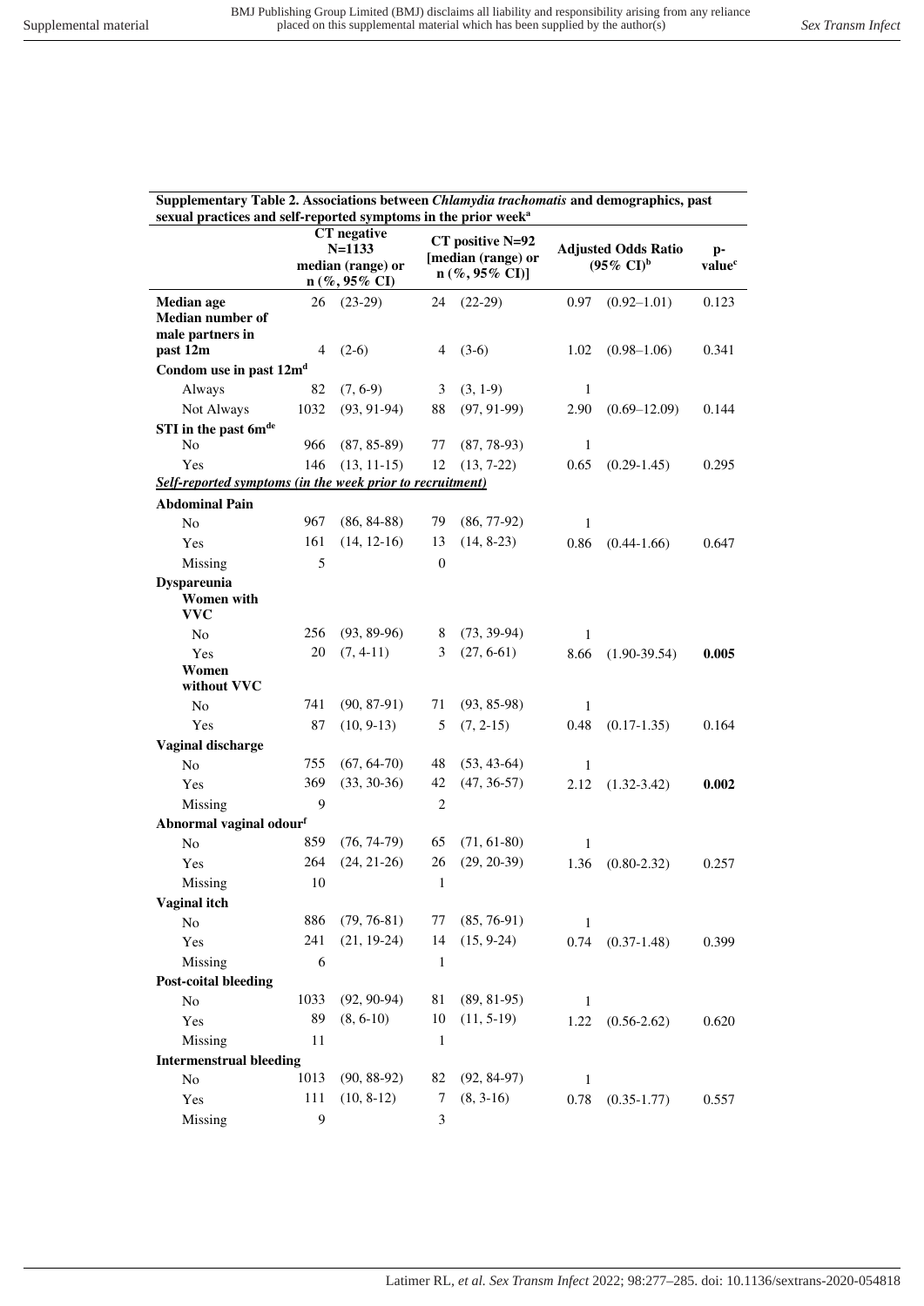**Supplementary Table 2. Associations between *Chlamydia trachomatis* and demographics, past sexual practices and self-reported symptoms in the prior week[a]**

| | CT negative N=1133 median (range) or n (%, 95% CI) | | CT positive N=92 [median (range) or n (%, 95% CI)] | | Adjusted Odds Ratio (95% CI)[b] | | p-value[c] |
|---|---|---|---|---|---|---|---|
| **Median age** | 26 | (23-29) | 24 | (22-29) | 0.97 | (0.92–1.01) | 0.123 |
| **Median number of male partners in past 12m** | 4 | (2-6) | 4 | (3-6) | 1.02 | (0.98–1.06) | 0.341 |
| **Condom use in past 12m[d]** | | | | | | | |
| Always | 82 | (7, 6-9) | 3 | (3, 1-9) | 1 | | |
| Not Always | 1032 | (93, 91-94) | 88 | (97, 91-99) | 2.90 | (0.69–12.09) | 0.144 |
| **STI in the past 6m[de]** | | | | | | | |
| No | 966 | (87, 85-89) | 77 | (87, 78-93) | 1 | | |
| Yes | 146 | (13, 11-15) | 12 | (13, 7-22) | 0.65 | (0.29-1.45) | 0.295 |
| ***Self-reported symptoms (in the week prior to recruitment)*** | | | | | | | |
| **Abdominal Pain** | | | | | | | |
| No | 967 | (86, 84-88) | 79 | (86, 77-92) | 1 | | |
| Yes | 161 | (14, 12-16) | 13 | (14, 8-23) | 0.86 | (0.44-1.66) | 0.647 |
| Missing | 5 | | 0 | | | | |
| **Dyspareunia** | | | | | | | |
| **Women with VVC** | | | | | | | |
| No | 256 | (93, 89-96) | 8 | (73, 39-94) | 1 | | |
| Yes | 20 | (7, 4-11) | 3 | (27, 6-61) | 8.66 | (1.90-39.54) | **0.005** |
| **Women without VVC** | | | | | | | |
| No | 741 | (90, 87-91) | 71 | (93, 85-98) | 1 | | |
| Yes | 87 | (10, 9-13) | 5 | (7, 2-15) | 0.48 | (0.17-1.35) | 0.164 |
| **Vaginal discharge** | | | | | | | |
| No | 755 | (67, 64-70) | 48 | (53, 43-64) | 1 | | |
| Yes | 369 | (33, 30-36) | 42 | (47, 36-57) | 2.12 | (1.32-3.42) | **0.002** |
| Missing | 9 | | 2 | | | | |
| **Abnormal vaginal odour[f]** | | | | | | | |
| No | 859 | (76, 74-79) | 65 | (71, 61-80) | 1 | | |
| Yes | 264 | (24, 21-26) | 26 | (29, 20-39) | 1.36 | (0.80-2.32) | 0.257 |
| Missing | 10 | | 1 | | | | |
| **Vaginal itch** | | | | | | | |
| No | 886 | (79, 76-81) | 77 | (85, 76-91) | 1 | | |
| Yes | 241 | (21, 19-24) | 14 | (15, 9-24) | 0.74 | (0.37-1.48) | 0.399 |
| Missing | 6 | | 1 | | | | |
| **Post-coital bleeding** | | | | | | | |
| No | 1033 | (92, 90-94) | 81 | (89, 81-95) | 1 | | |
| Yes | 89 | (8, 6-10) | 10 | (11, 5-19) | 1.22 | (0.56-2.62) | 0.620 |
| Missing | 11 | | 1 | | | | |
| **Intermenstrual bleeding** | | | | | | | |
| No | 1013 | (90, 88-92) | 82 | (92, 84-97) | 1 | | |
| Yes | 111 | (10, 8-12) | 7 | (8, 3-16) | 0.78 | (0.35-1.77) | 0.557 |
| Missing | 9 | | 3 | | | | |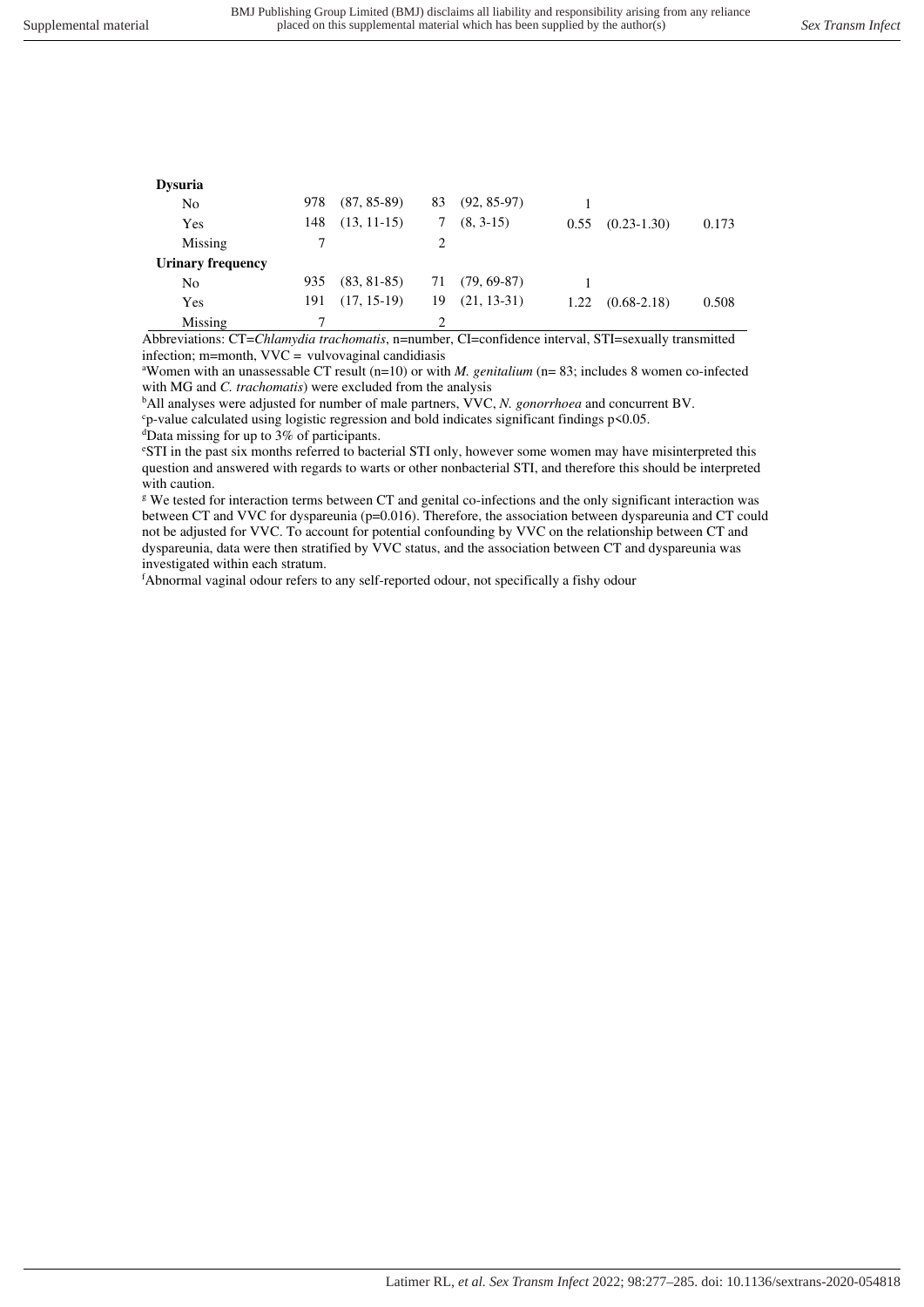| | | | | | | | |
|---|---|---|---|---|---|---|---|
| **Dysuria** | | | | | | | |
| No | 978 | (87, 85-89) | 83 | (92, 85-97) | 1 | | |
| Yes | 148 | (13, 11-15) | 7 | (8, 3-15) | 0.55 | (0.23-1.30) | 0.173 |
| Missing | 7 | | 2 | | | | |
| **Urinary frequency** | | | | | | | |
| No | 935 | (83, 81-85) | 71 | (79, 69-87) | 1 | | |
| Yes | 191 | (17, 15-19) | 19 | (21, 13-31) | 1.22 | (0.68-2.18) | 0.508 |
| Missing | 7 | | 2 | | | | |

Abbreviations: CT=*Chlamydia trachomatis*, n=number, CI=confidence interval, STI=sexually transmitted infection; m=month, VVC = vulvovaginal candidiasis

[a]Women with an unassessable CT result (n=10) or with *M. genitalium* (n= 83; includes 8 women co-infected with MG and *C. trachomatis*) were excluded from the analysis

[b]All analyses were adjusted for number of male partners, VVC, *N. gonorrhoea* and concurrent BV.

[c]p-value calculated using logistic regression and bold indicates significant findings p<0.05.

[d]Data missing for up to 3% of participants.

[e]STI in the past six months referred to bacterial STI only, however some women may have misinterpreted this question and answered with regards to warts or other nonbacterial STI, and therefore this should be interpreted with caution.

[g] We tested for interaction terms between CT and genital co-infections and the only significant interaction was between CT and VVC for dyspareunia (p=0.016). Therefore, the association between dyspareunia and CT could not be adjusted for VVC. To account for potential confounding by VVC on the relationship between CT and dyspareunia, data were then stratified by VVC status, and the association between CT and dyspareunia was investigated within each stratum.

[f]Abnormal vaginal odour refers to any self-reported odour, not specifically a fishy odour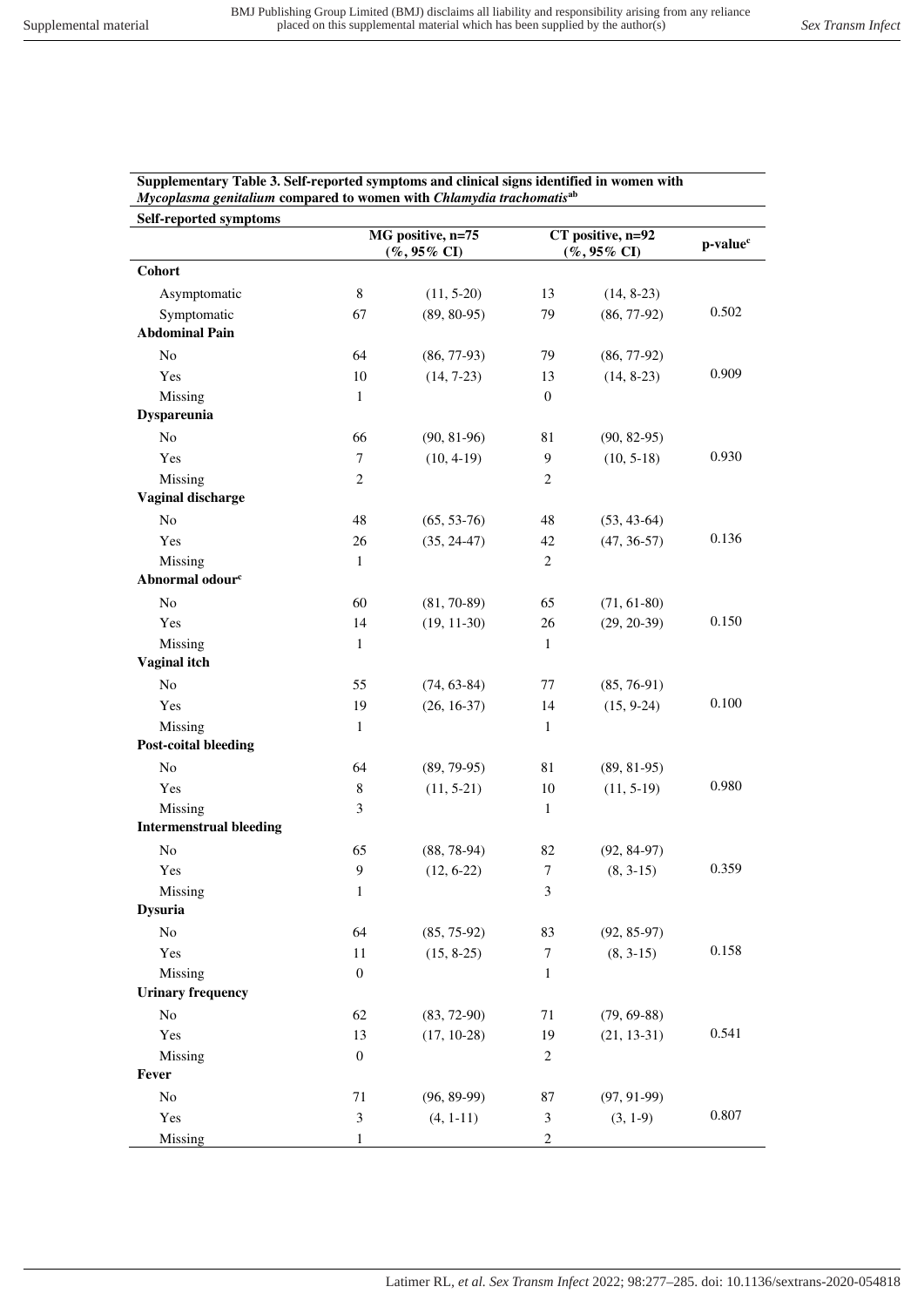**Supplementary Table 3. Self-reported symptoms and clinical signs identified in women with *Mycoplasma genitalium* compared to women with *Chlamydia trachomatis*[ab]**

| Self-reported symptoms | MG positive, n=75 (%, 95% CI) | | CT positive, n=92 (%, 95% CI) | | p-value[c] |
|---|---|---|---|---|---|
| **Cohort** | | | | | |
| Asymptomatic | 8 | (11, 5-20) | 13 | (14, 8-23) | |
| Symptomatic | 67 | (89, 80-95) | 79 | (86, 77-92) | 0.502 |
| **Abdominal Pain** | | | | | |
| No | 64 | (86, 77-93) | 79 | (86, 77-92) | |
| Yes | 10 | (14, 7-23) | 13 | (14, 8-23) | 0.909 |
| Missing | 1 | | 0 | | |
| **Dyspareunia** | | | | | |
| No | 66 | (90, 81-96) | 81 | (90, 82-95) | |
| Yes | 7 | (10, 4-19) | 9 | (10, 5-18) | 0.930 |
| Missing | 2 | | 2 | | |
| **Vaginal discharge** | | | | | |
| No | 48 | (65, 53-76) | 48 | (53, 43-64) | |
| Yes | 26 | (35, 24-47) | 42 | (47, 36-57) | 0.136 |
| Missing | 1 | | 2 | | |
| **Abnormal odour[c]** | | | | | |
| No | 60 | (81, 70-89) | 65 | (71, 61-80) | |
| Yes | 14 | (19, 11-30) | 26 | (29, 20-39) | 0.150 |
| Missing | 1 | | 1 | | |
| **Vaginal itch** | | | | | |
| No | 55 | (74, 63-84) | 77 | (85, 76-91) | |
| Yes | 19 | (26, 16-37) | 14 | (15, 9-24) | 0.100 |
| Missing | 1 | | 1 | | |
| **Post-coital bleeding** | | | | | |
| No | 64 | (89, 79-95) | 81 | (89, 81-95) | |
| Yes | 8 | (11, 5-21) | 10 | (11, 5-19) | 0.980 |
| Missing | 3 | | 1 | | |
| **Intermenstrual bleeding** | | | | | |
| No | 65 | (88, 78-94) | 82 | (92, 84-97) | |
| Yes | 9 | (12, 6-22) | 7 | (8, 3-15) | 0.359 |
| Missing | 1 | | 3 | | |
| **Dysuria** | | | | | |
| No | 64 | (85, 75-92) | 83 | (92, 85-97) | |
| Yes | 11 | (15, 8-25) | 7 | (8, 3-15) | 0.158 |
| Missing | 0 | | 1 | | |
| **Urinary frequency** | | | | | |
| No | 62 | (83, 72-90) | 71 | (79, 69-88) | |
| Yes | 13 | (17, 10-28) | 19 | (21, 13-31) | 0.541 |
| Missing | 0 | | 2 | | |
| **Fever** | | | | | |
| No | 71 | (96, 89-99) | 87 | (97, 91-99) | |
| Yes | 3 | (4, 1-11) | 3 | (3, 1-9) | 0.807 |
| Missing | 1 | | 2 | | |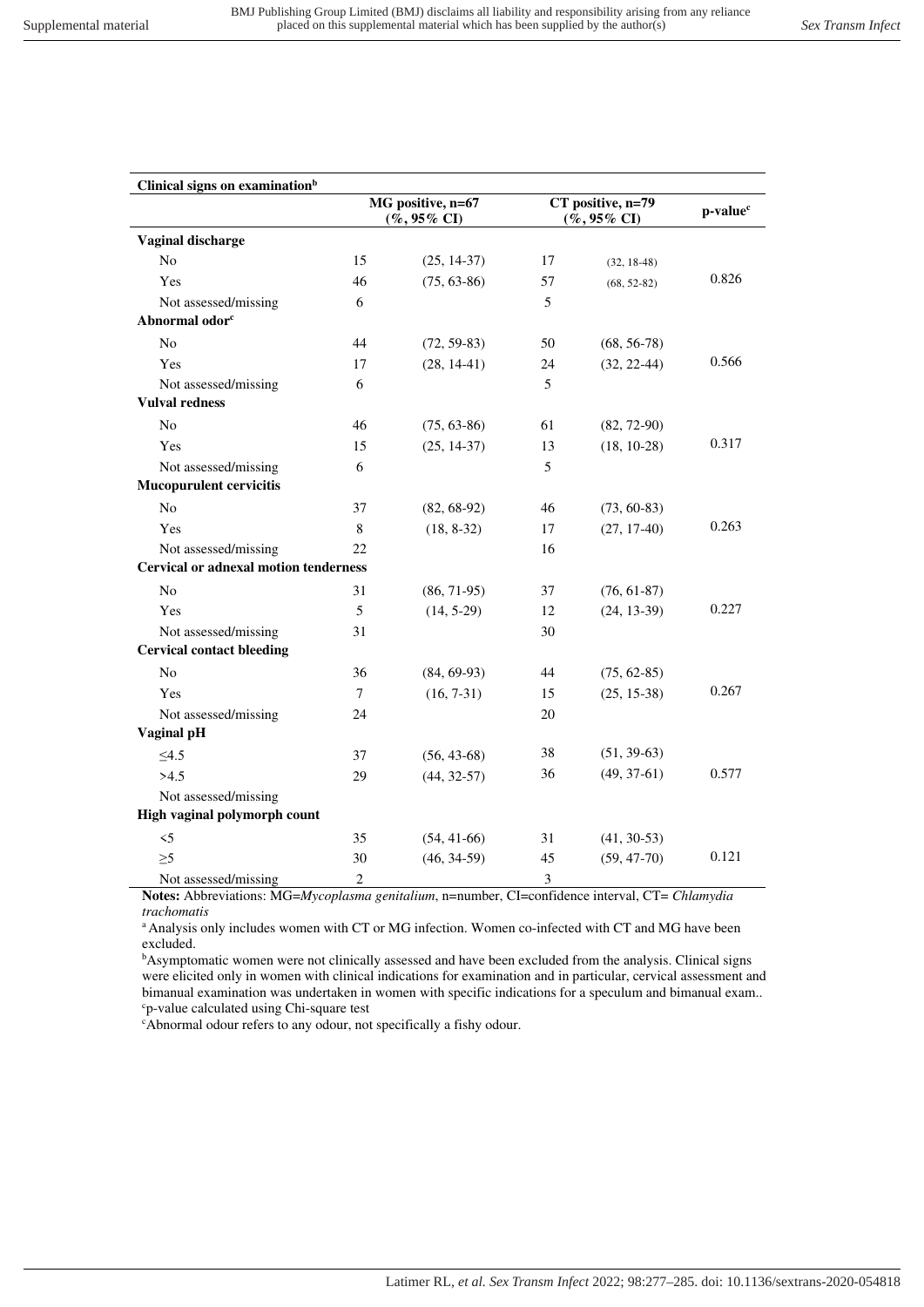| Clinical signs on examination[b] | | | | | |
|---|---|---|---|---|---|
| | MG positive, n=67 (%, 95% CI) | | CT positive, n=79 (%, 95% CI) | | p-value[c] |
| **Vaginal discharge** | | | | | |
| No | 15 | (25, 14-37) | 17 | (32, 18-48) | |
| Yes | 46 | (75, 63-86) | 57 | (68, 52-82) | 0.826 |
| Not assessed/missing | 6 | | 5 | | |
| **Abnormal odor[c]** | | | | | |
| No | 44 | (72, 59-83) | 50 | (68, 56-78) | |
| Yes | 17 | (28, 14-41) | 24 | (32, 22-44) | 0.566 |
| Not assessed/missing | 6 | | 5 | | |
| **Vulval redness** | | | | | |
| No | 46 | (75, 63-86) | 61 | (82, 72-90) | |
| Yes | 15 | (25, 14-37) | 13 | (18, 10-28) | 0.317 |
| Not assessed/missing | 6 | | 5 | | |
| **Mucopurulent cervicitis** | | | | | |
| No | 37 | (82, 68-92) | 46 | (73, 60-83) | |
| Yes | 8 | (18, 8-32) | 17 | (27, 17-40) | 0.263 |
| Not assessed/missing | 22 | | 16 | | |
| **Cervical or adnexal motion tenderness** | | | | | |
| No | 31 | (86, 71-95) | 37 | (76, 61-87) | |
| Yes | 5 | (14, 5-29) | 12 | (24, 13-39) | 0.227 |
| Not assessed/missing | 31 | | 30 | | |
| **Cervical contact bleeding** | | | | | |
| No | 36 | (84, 69-93) | 44 | (75, 62-85) | |
| Yes | 7 | (16, 7-31) | 15 | (25, 15-38) | 0.267 |
| Not assessed/missing | 24 | | 20 | | |
| **Vaginal pH** | | | | | |
| ≤4.5 | 37 | (56, 43-68) | 38 | (51, 39-63) | |
| >4.5 | 29 | (44, 32-57) | 36 | (49, 37-61) | 0.577 |
| Not assessed/missing | | | | | |
| **High vaginal polymorph count** | | | | | |
| <5 | 35 | (54, 41-66) | 31 | (41, 30-53) | |
| ≥5 | 30 | (46, 34-59) | 45 | (59, 47-70) | 0.121 |
| Not assessed/missing | 2 | | 3 | | |

**Notes:** Abbreviations: MG=*Mycoplasma genitalium*, n=number, CI=confidence interval, CT= *Chlamydia trachomatis*

[a] Analysis only includes women with CT or MG infection. Women co-infected with CT and MG have been excluded.

[b] Asymptomatic women were not clinically assessed and have been excluded from the analysis. Clinical signs were elicited only in women with clinical indications for examination and in particular, cervical assessment and bimanual examination was undertaken in women with specific indications for a speculum and bimanual exam..

[c] p-value calculated using Chi-square test

[c] Abnormal odour refers to any odour, not specifically a fishy odour.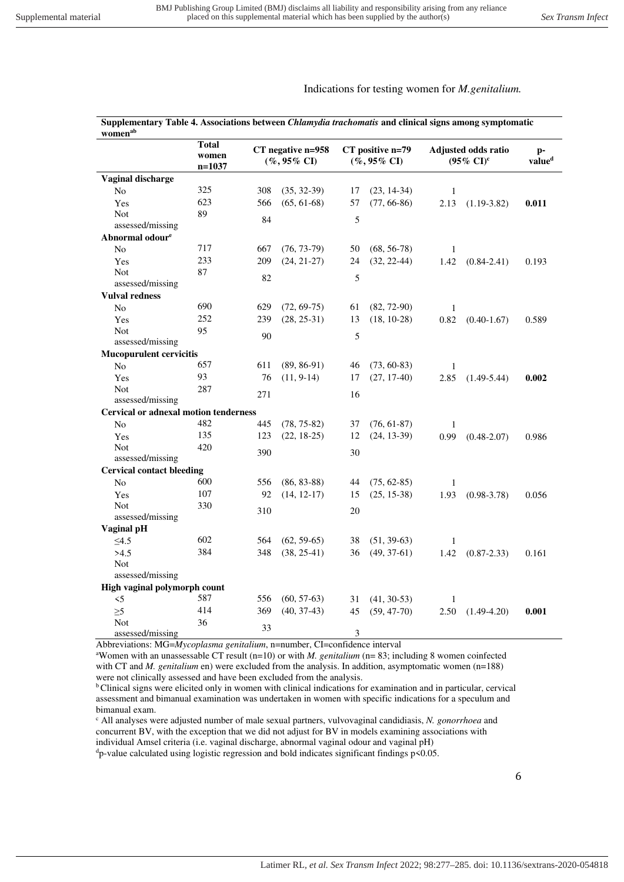Indications for testing women for *M.genitalium.*

**Supplementary Table 4. Associations between *Chlamydia trachomatis* and clinical signs among symptomatic women[ab]**

| | Total women n=1037 | CT negative n=958 (%, 95% CI) | | CT positive n=79 (%, 95% CI) | | Adjusted odds ratio (95% CI)[c] | | p-value[d] |
|---|---|---|---|---|---|---|---|---|
| **Vaginal discharge** | | | | | | | | |
| No | 325 | 308 | (35, 32-39) | 17 | (23, 14-34) | 1 | | |
| Yes | 623 | 566 | (65, 61-68) | 57 | (77, 66-86) | 2.13 | (1.19-3.82) | **0.011** |
| Not assessed/missing | 89 | 84 | | 5 | | | | |
| **Abnormal odour[e]** | | | | | | | | |
| No | 717 | 667 | (76, 73-79) | 50 | (68, 56-78) | 1 | | |
| Yes | 233 | 209 | (24, 21-27) | 24 | (32, 22-44) | 1.42 | (0.84-2.41) | 0.193 |
| Not assessed/missing | 87 | 82 | | 5 | | | | |
| **Vulval redness** | | | | | | | | |
| No | 690 | 629 | (72, 69-75) | 61 | (82, 72-90) | 1 | | |
| Yes | 252 | 239 | (28, 25-31) | 13 | (18, 10-28) | 0.82 | (0.40-1.67) | 0.589 |
| Not assessed/missing | 95 | 90 | | 5 | | | | |
| **Mucopurulent cervicitis** | | | | | | | | |
| No | 657 | 611 | (89, 86-91) | 46 | (73, 60-83) | 1 | | |
| Yes | 93 | 76 | (11, 9-14) | 17 | (27, 17-40) | 2.85 | (1.49-5.44) | **0.002** |
| Not assessed/missing | 287 | 271 | | 16 | | | | |
| **Cervical or adnexal motion tenderness** | | | | | | | | |
| No | 482 | 445 | (78, 75-82) | 37 | (76, 61-87) | 1 | | |
| Yes | 135 | 123 | (22, 18-25) | 12 | (24, 13-39) | 0.99 | (0.48-2.07) | 0.986 |
| Not assessed/missing | 420 | 390 | | 30 | | | | |
| **Cervical contact bleeding** | | | | | | | | |
| No | 600 | 556 | (86, 83-88) | 44 | (75, 62-85) | 1 | | |
| Yes | 107 | 92 | (14, 12-17) | 15 | (25, 15-38) | 1.93 | (0.98-3.78) | 0.056 |
| Not assessed/missing | 330 | 310 | | 20 | | | | |
| **Vaginal pH** | | | | | | | | |
| ≤4.5 | 602 | 564 | (62, 59-65) | 38 | (51, 39-63) | 1 | | |
| >4.5 | 384 | 348 | (38, 25-41) | 36 | (49, 37-61) | 1.42 | (0.87-2.33) | 0.161 |
| Not assessed/missing | | | | | | | | |
| **High vaginal polymorph count** | | | | | | | | |
| <5 | 587 | 556 | (60, 57-63) | 31 | (41, 30-53) | 1 | | |
| ≥5 | 414 | 369 | (40, 37-43) | 45 | (59, 47-70) | 2.50 | (1.49-4.20) | **0.001** |
| Not assessed/missing | 36 | 33 | | 3 | | | | |

Abbreviations: MG=*Mycoplasma genitalium*, n=number, CI=confidence interval

[a]Women with an unassessable CT result (n=10) or with *M. genitalium* (n= 83; including 8 women coinfected with CT and *M. genitalium* en) were excluded from the analysis. In addition, asymptomatic women (n=188) were not clinically assessed and have been excluded from the analysis.

[b]Clinical signs were elicited only in women with clinical indications for examination and in particular, cervical assessment and bimanual examination was undertaken in women with specific indications for a speculum and bimanual exam.

[c] All analyses were adjusted number of male sexual partners, vulvovaginal candidiasis, *N. gonorrhoea* and concurrent BV, with the exception that we did not adjust for BV in models examining associations with individual Amsel criteria (i.e. vaginal discharge, abnormal vaginal odour and vaginal pH)

[d]p-value calculated using logistic regression and bold indicates significant findings $p<0.05$.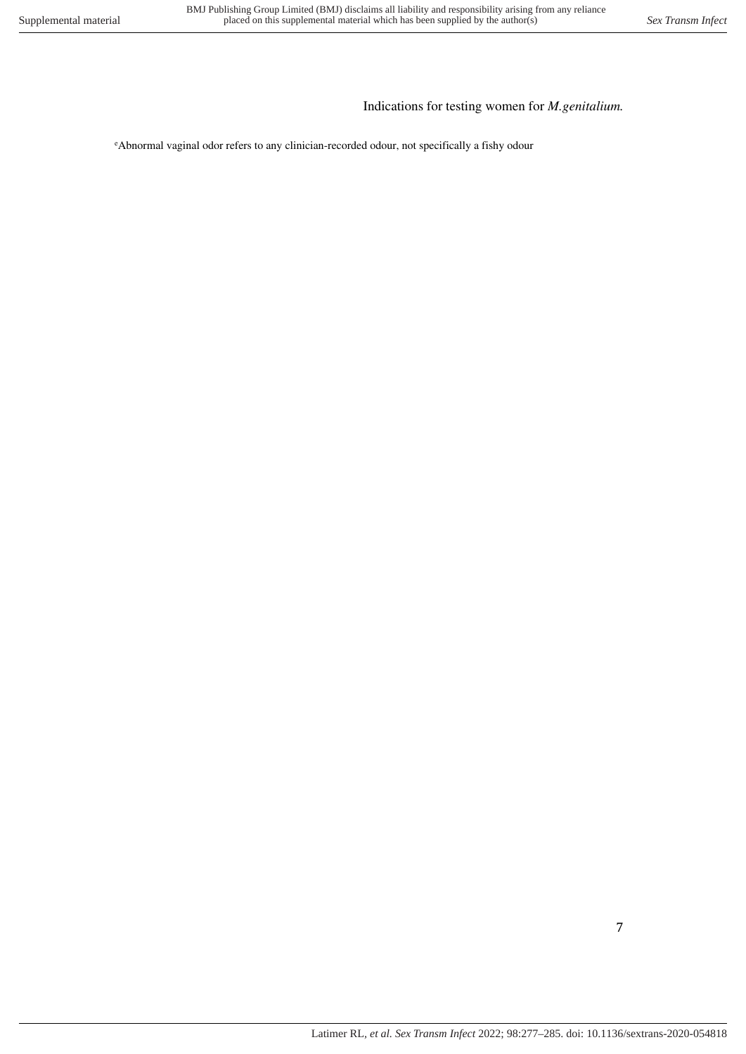Indications for testing women for *M.genitalium.*

[e]Abnormal vaginal odor refers to any clinician-recorded odour, not specifically a fishy odour